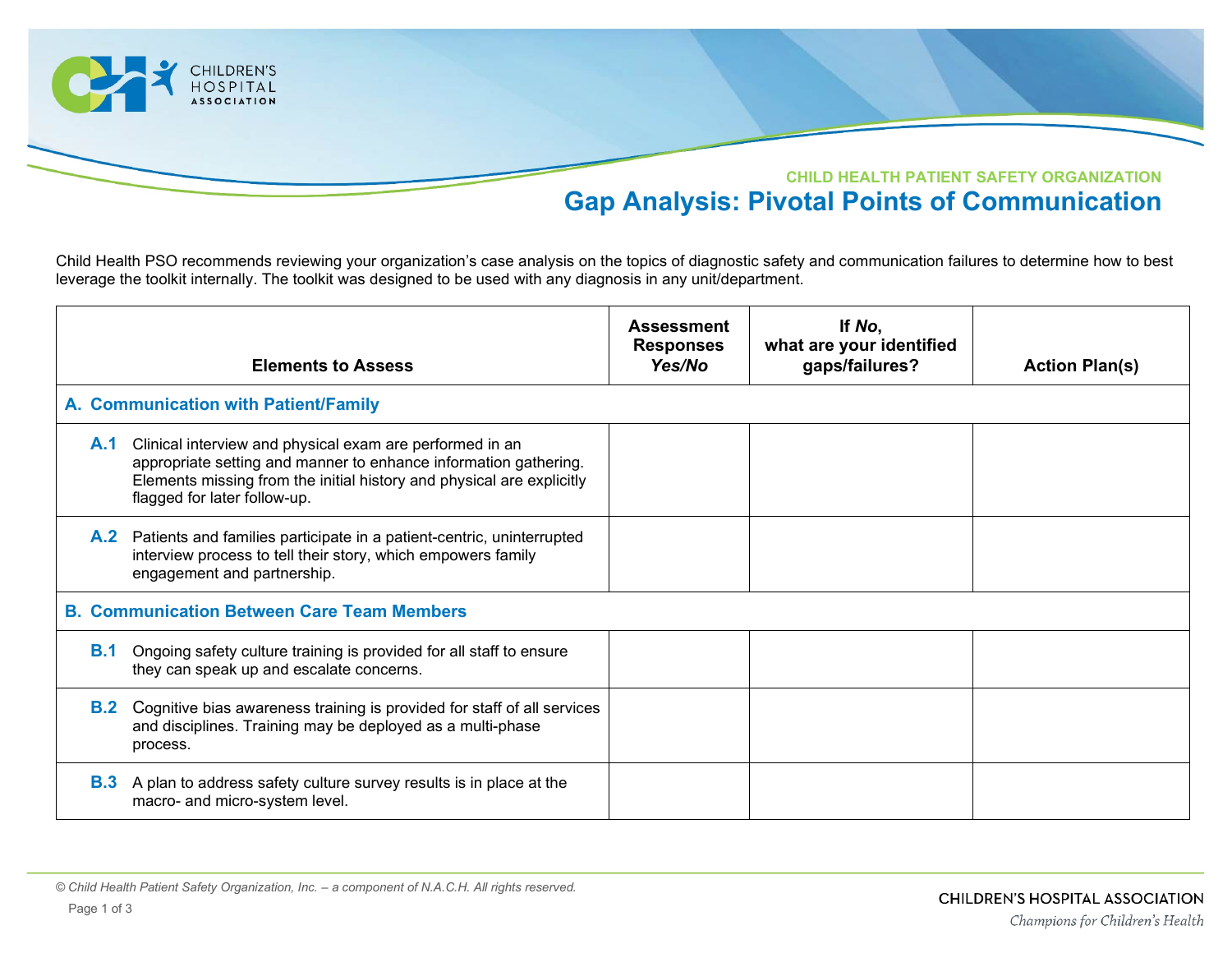CHILD HEALTH PATIENT SAFETY ORGANIZATION

# Gap Analysis: Pivotal Points of Communication

Child Health PSO recommends reviewing your organization's case analysis on the topics of diagnostic safety and communication failures to determine how to best leverage the toolkit internally. The toolkit was designed to be used with any diagnosis in any unit/department.

| Elements to Assess | Assessment Responses *Yes/No* | If *No*, what are your identified gaps/failures? | Action Plan(s) |
|---|---|---|---|
| **A. Communication with Patient/Family** | | | |
| **A.1** Clinical interview and physical exam are performed in an appropriate setting and manner to enhance information gathering. Elements missing from the initial history and physical are explicitly flagged for later follow-up. | | | |
| **A.2** Patients and families participate in a patient-centric, uninterrupted interview process to tell their story, which empowers family engagement and partnership. | | | |
| **B. Communication Between Care Team Members** | | | |
| **B.1** Ongoing safety culture training is provided for all staff to ensure they can speak up and escalate concerns. | | | |
| **B.2** Cognitive bias awareness training is provided for staff of all services and disciplines. Training may be deployed as a multi-phase process. | | | |
| **B.3** A plan to address safety culture survey results is in place at the macro- and micro-system level. | | | |

*© Child Health Patient Safety Organization, Inc. – a component of N.A.C.H. All rights reserved.*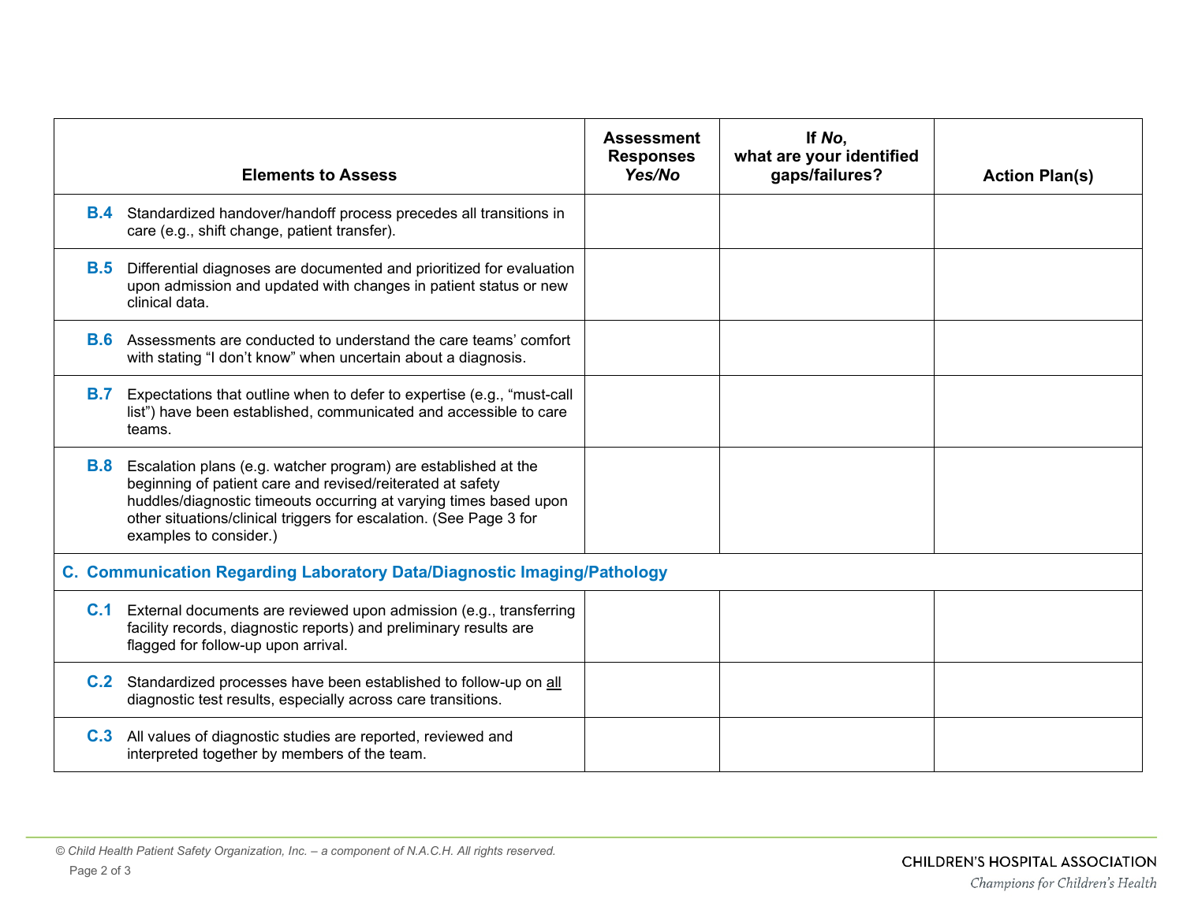| Elements to Assess | Assessment Responses *Yes/No* | If *No*, what are your identified gaps/failures? | Action Plan(s) |
|---|---|---|---|
| **B.4** Standardized handover/handoff process precedes all transitions in care (e.g., shift change, patient transfer). | | | |
| **B.5** Differential diagnoses are documented and prioritized for evaluation upon admission and updated with changes in patient status or new clinical data. | | | |
| **B.6** Assessments are conducted to understand the care teams' comfort with stating "I don't know" when uncertain about a diagnosis. | | | |
| **B.7** Expectations that outline when to defer to expertise (e.g., "must-call list") have been established, communicated and accessible to care teams. | | | |
| **B.8** Escalation plans (e.g. watcher program) are established at the beginning of patient care and revised/reiterated at safety huddles/diagnostic timeouts occurring at varying times based upon other situations/clinical triggers for escalation. (See Page 3 for examples to consider.) | | | |
| **C. Communication Regarding Laboratory Data/Diagnostic Imaging/Pathology** | | | |
| **C.1** External documents are reviewed upon admission (e.g., transferring facility records, diagnostic reports) and preliminary results are flagged for follow-up upon arrival. | | | |
| **C.2** Standardized processes have been established to follow-up on all diagnostic test results, especially across care transitions. | | | |
| **C.3** All values of diagnostic studies are reported, reviewed and interpreted together by members of the team. | | | |

*© Child Health Patient Safety Organization, Inc. – a component of N.A.C.H. All rights reserved.*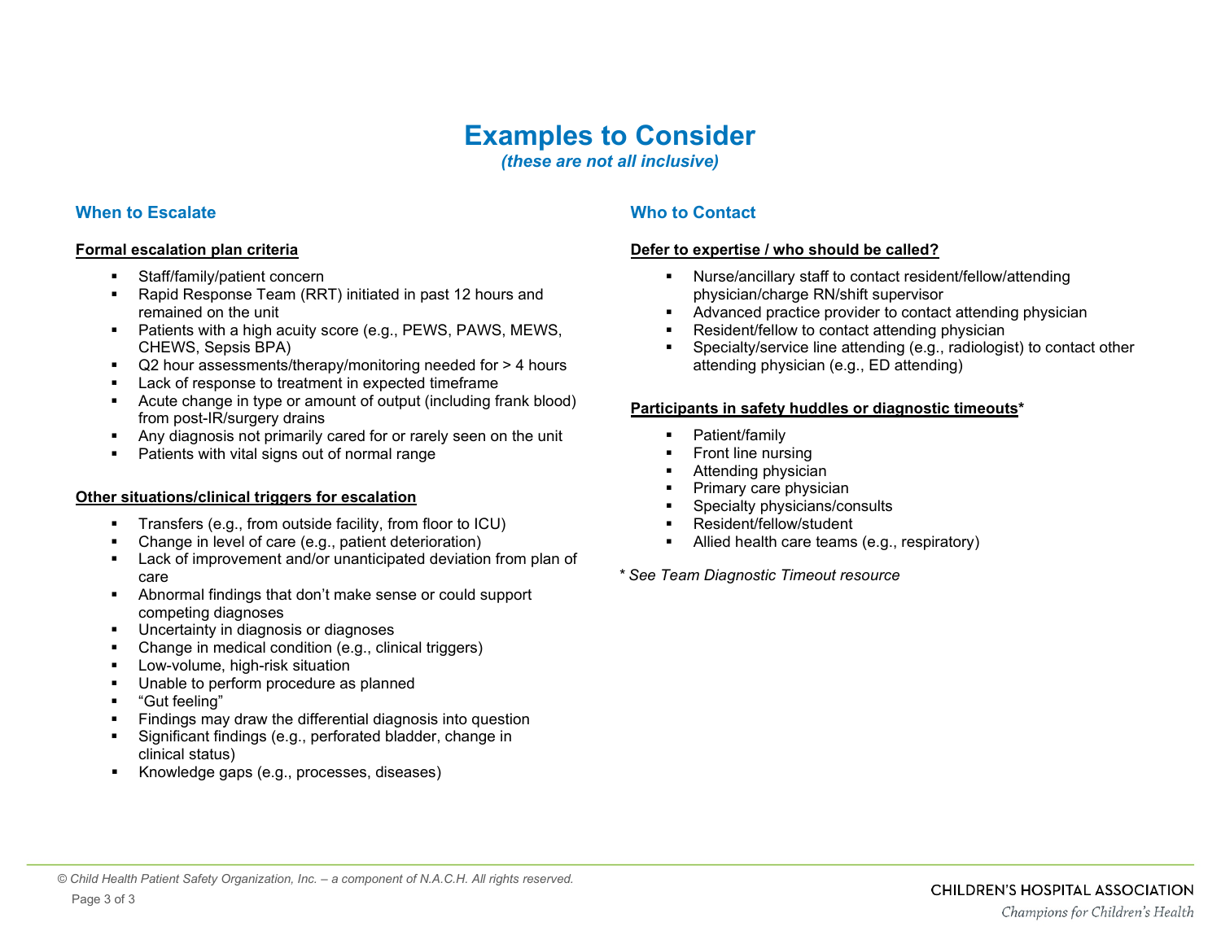# Examples to Consider

*(these are not all inclusive)*

## When to Escalate

**Formal escalation plan criteria**

- Staff/family/patient concern
- Rapid Response Team (RRT) initiated in past 12 hours and remained on the unit
- Patients with a high acuity score (e.g., PEWS, PAWS, MEWS, CHEWS, Sepsis BPA)
- Q2 hour assessments/therapy/monitoring needed for > 4 hours
- Lack of response to treatment in expected timeframe
- Acute change in type or amount of output (including frank blood) from post-IR/surgery drains
- Any diagnosis not primarily cared for or rarely seen on the unit
- Patients with vital signs out of normal range

**Other situations/clinical triggers for escalation**

- Transfers (e.g., from outside facility, from floor to ICU)
- Change in level of care (e.g., patient deterioration)
- Lack of improvement and/or unanticipated deviation from plan of care
- Abnormal findings that don't make sense or could support competing diagnoses
- Uncertainty in diagnosis or diagnoses
- Change in medical condition (e.g., clinical triggers)
- Low-volume, high-risk situation
- Unable to perform procedure as planned
- "Gut feeling"
- Findings may draw the differential diagnosis into question
- Significant findings (e.g., perforated bladder, change in clinical status)
- Knowledge gaps (e.g., processes, diseases)

## Who to Contact

**Defer to expertise / who should be called?**

- Nurse/ancillary staff to contact resident/fellow/attending physician/charge RN/shift supervisor
- Advanced practice provider to contact attending physician
- Resident/fellow to contact attending physician
- Specialty/service line attending (e.g., radiologist) to contact other attending physician (e.g., ED attending)

**Participants in safety huddles or diagnostic timeouts***

- Patient/family
- Front line nursing
- Attending physician
- Primary care physician
- Specialty physicians/consults
- Resident/fellow/student
- Allied health care teams (e.g., respiratory)

*\* See Team Diagnostic Timeout resource*

*© Child Health Patient Safety Organization, Inc. – a component of N.A.C.H. All rights reserved.*